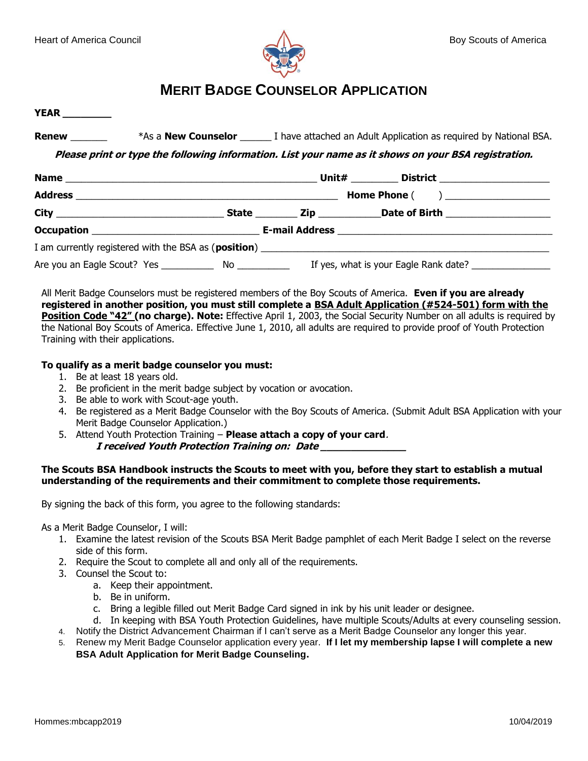Heart of America Council — Boy Scouts of America

# MERIT BADGE COUNSELOR APPLICATION

**YEAR** ________

**Renew** _______ *As a **New Counselor** ______ I have attached an Adult Application as required by National BSA.

***Please print or type the following information. List your name as it shows on your BSA registration.***

**Name** ______________________________________________ **Unit#** ________ **District** ____________________

**Address** ________________________________________________ **Home Phone** (      ) ___________________

**City** ______________________________ **State** _______ **Zip** ___________ **Date of Birth** __________________

**Occupation** ______________________________ **E-mail Address** _______________________________________

I am currently registered with the BSA as (**position**) ____________________________________________________

Are you an Eagle Scout? Yes __________ No __________ If yes, what is your Eagle Rank date? _______________

All Merit Badge Counselors must be registered members of the Boy Scouts of America. **Even if you are already registered in another position, you must still complete a <u>BSA Adult Application (#524-501) form with the Position Code "42"</u> (no charge). Note:** Effective April 1, 2003, the Social Security Number on all adults is required by the National Boy Scouts of America. Effective June 1, 2010, all adults are required to provide proof of Youth Protection Training with their applications.

**To qualify as a merit badge counselor you must:**

1. Be at least 18 years old.
2. Be proficient in the merit badge subject by vocation or avocation.
3. Be able to work with Scout-age youth.
4. Be registered as a Merit Badge Counselor with the Boy Scouts of America. (Submit Adult BSA Application with your Merit Badge Counselor Application.)
5. Attend Youth Protection Training – **Please attach a copy of your card**.
   ***I received Youth Protection Training on: Date*** _______________

**The Scouts BSA Handbook instructs the Scouts to meet with you, before they start to establish a mutual understanding of the requirements and their commitment to complete those requirements.**

By signing the back of this form, you agree to the following standards:

As a Merit Badge Counselor, I will:

1. Examine the latest revision of the Scouts BSA Merit Badge pamphlet of each Merit Badge I select on the reverse side of this form.
2. Require the Scout to complete all and only all of the requirements.
3. Counsel the Scout to:
   a. Keep their appointment.
   b. Be in uniform.
   c. Bring a legible filled out Merit Badge Card signed in ink by his unit leader or designee.
   d. In keeping with BSA Youth Protection Guidelines, have multiple Scouts/Adults at every counseling session.
4. Notify the District Advancement Chairman if I can't serve as a Merit Badge Counselor any longer this year.
5. Renew my Merit Badge Counselor application every year. **If I let my membership lapse I will complete a new BSA Adult Application for Merit Badge Counseling.**

Hommes:mbcapp2019 — 10/04/2019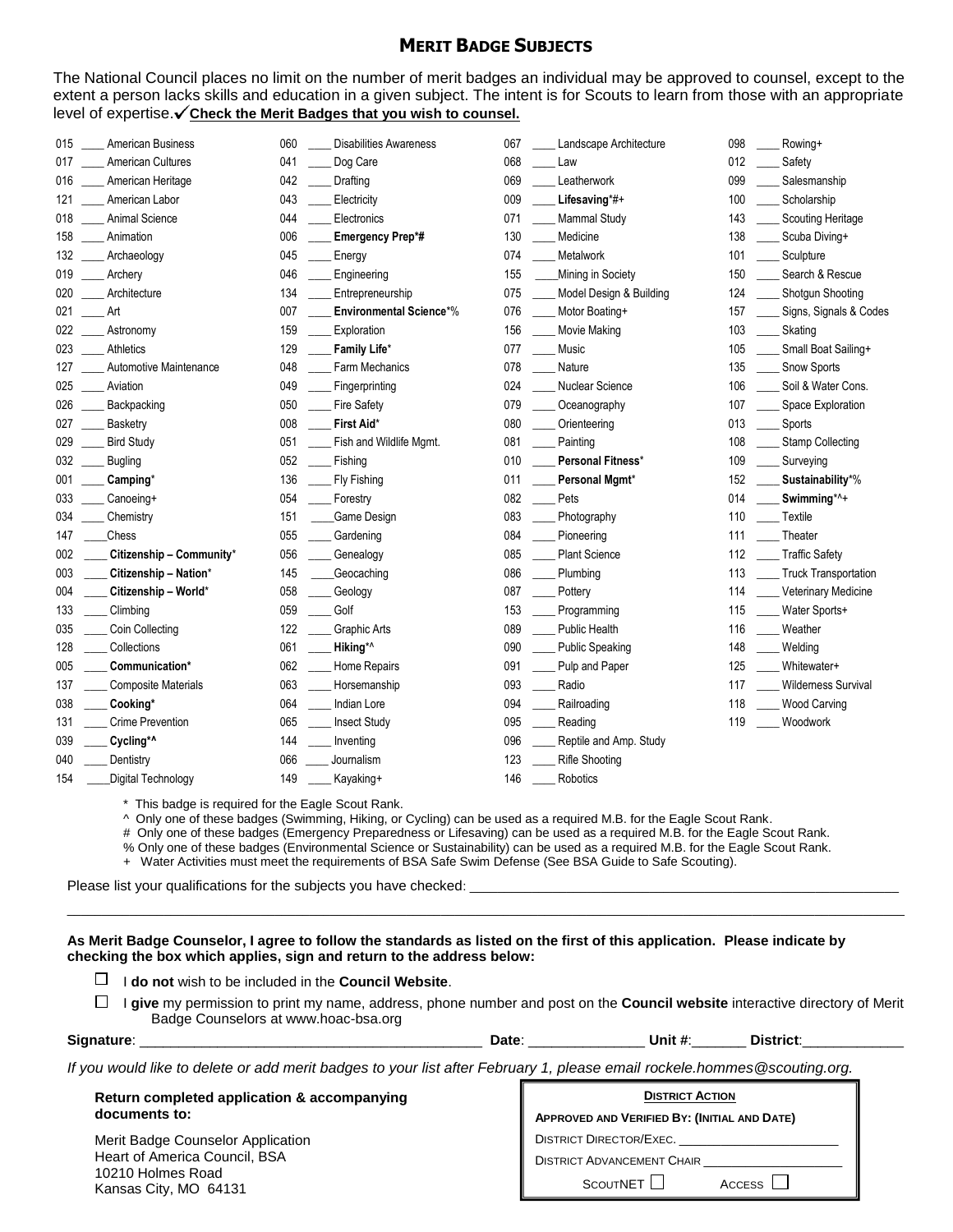## MERIT BADGE SUBJECTS

The National Council places no limit on the number of merit badges an individual may be approved to counsel, except to the extent a person lacks skills and education in a given subject. The intent is for Scouts to learn from those with an appropriate level of expertise.✓**Check the Merit Badges that you wish to counsel.**

| | | | |
|---|---|---|---|
| 015 ____ American Business | 060 ____ Disabilities Awareness | 067 ____ Landscape Architecture | 098 ____ Rowing+ |
| 017 ____ American Cultures | 041 ____ Dog Care | 068 ____ Law | 012 ____ Safety |
| 016 ____ American Heritage | 042 ____ Drafting | 069 ____ Leatherwork | 099 ____ Salesmanship |
| 121 ____ American Labor | 043 ____ Electricity | 009 ____ **Lifesaving***#+ | 100 ____ Scholarship |
| 018 ____ Animal Science | 044 ____ Electronics | 071 ____ Mammal Study | 143 ____ Scouting Heritage |
| 158 ____ Animation | 006 ____ **Emergency Prep*#** | 130 ____ Medicine | 138 ____ Scuba Diving+ |
| 132 ____ Archaeology | 045 ____ Energy | 074 ____ Metalwork | 101 ____ Sculpture |
| 019 ____ Archery | 046 ____ Engineering | 155 ____Mining in Society | 150 ____ Search & Rescue |
| 020 ____ Architecture | 134 ____ Entrepreneurship | 075 ____ Model Design & Building | 124 ____ Shotgun Shooting |
| 021 ____ Art | 007 ____ **Environmental Science***% | 076 ____ Motor Boating+ | 157 ____ Signs, Signals & Codes |
| 022 ____ Astronomy | 159 ____ Exploration | 156 ____ Movie Making | 103 ____ Skating |
| 023 ____ Athletics | 129 ____ **Family Life*** | 077 ____ Music | 105 ____ Small Boat Sailing+ |
| 127 ____ Automotive Maintenance | 048 ____ Farm Mechanics | 078 ____ Nature | 135 ____ Snow Sports |
| 025 ____ Aviation | 049 ____ Fingerprinting | 024 ____ Nuclear Science | 106 ____ Soil & Water Cons. |
| 026 ____ Backpacking | 050 ____ Fire Safety | 079 ____ Oceanography | 107 ____ Space Exploration |
| 027 ____ Basketry | 008 ____ **First Aid*** | 080 ____ Orienteering | 013 ____ Sports |
| 029 ____ Bird Study | 051 ____ Fish and Wildlife Mgmt. | 081 ____ Painting | 108 ____ Stamp Collecting |
| 032 ____ Bugling | 052 ____ Fishing | 010 ____ **Personal Fitness*** | 109 ____ Surveying |
| 001 ____ **Camping*** | 136 ____ Fly Fishing | 011 ____ **Personal Mgmt*** | 152 ____ **Sustainability***% |
| 033 ____ Canoeing+ | 054 ____ Forestry | 082 ____ Pets | 014 ____ **Swimming***^+ |
| 034 ____ Chemistry | 151 ____Game Design | 083 ____ Photography | 110 ____ Textile |
| 147 ____Chess | 055 ____ Gardening | 084 ____ Pioneering | 111 ____ Theater |
| 002 ____ **Citizenship – Community*** | 056 ____ Genealogy | 085 ____ Plant Science | 112 ____ Traffic Safety |
| 003 ____ **Citizenship – Nation*** | 145 ____Geocaching | 086 ____ Plumbing | 113 ____ Truck Transportation |
| 004 ____ **Citizenship – World*** | 058 ____ Geology | 087 ____ Pottery | 114 ____ Veterinary Medicine |
| 133 ____ Climbing | 059 ____ Golf | 153 ____ Programming | 115 ____ Water Sports+ |
| 035 ____ Coin Collecting | 122 ____ Graphic Arts | 089 ____ Public Health | 116 ____ Weather |
| 128 ____ Collections | 061 ____ **Hiking***^ | 090 ____ Public Speaking | 148 ____ Welding |
| 005 ____ **Communication*** | 062 ____ Home Repairs | 091 ____ Pulp and Paper | 125 ____ Whitewater+ |
| 137 ____ Composite Materials | 063 ____ Horsemanship | 093 ____ Radio | 117 ____ Wilderness Survival |
| 038 ____ **Cooking*** | 064 ____ Indian Lore | 094 ____ Railroading | 118 ____ Wood Carving |
| 131 ____ Crime Prevention | 065 ____ Insect Study | 095 ____ Reading | 119 ____ Woodwork |
| 039 ____ **Cycling*^** | 144 ____ Inventing | 096 ____ Reptile and Amp. Study | |
| 040 ____ Dentistry | 066 ____ Journalism | 123 ____ Rifle Shooting | |
| 154 ____Digital Technology | 149 ____ Kayaking+ | 146 ____ Robotics | |

\* This badge is required for the Eagle Scout Rank.

^ Only one of these badges (Swimming, Hiking, or Cycling) can be used as a required M.B. for the Eagle Scout Rank.

\# Only one of these badges (Emergency Preparedness or Lifesaving) can be used as a required M.B. for the Eagle Scout Rank.

% Only one of these badges (Environmental Science or Sustainability) can be used as a required M.B. for the Eagle Scout Rank.

\+ Water Activities must meet the requirements of BSA Safe Swim Defense (See BSA Guide to Safe Scouting).

Please list your qualifications for the subjects you have checked: ________________________________________________________

______________________________________________________________________________________________

**As Merit Badge Counselor, I agree to follow the standards as listed on the first of this application. Please indicate by checking the box which applies, sign and return to the address below:**

☐ I **do not** wish to be included in the **Council Website**.

☐ I **give** my permission to print my name, address, phone number and post on the **Council website** interactive directory of Merit Badge Counselors at www.hoac-bsa.org

**Signature**: ____________________________________________ **Date**: _______________ **Unit #**:_______ **District**:_____________

*If you would like to delete or add merit badges to your list after February 1, please email rockele.hommes@scouting.org.*

**Return completed application & accompanying documents to:**

Merit Badge Counselor Application
Heart of America Council, BSA
10210 Holmes Road
Kansas City, MO 64131

**DISTRICT ACTION**

**APPROVED AND VERIFIED BY: (INITIAL AND DATE)**

DISTRICT DIRECTOR/EXEC. ______________________

DISTRICT ADVANCEMENT CHAIR ____________________

SCOUTNET ☐ ACCESS ☐